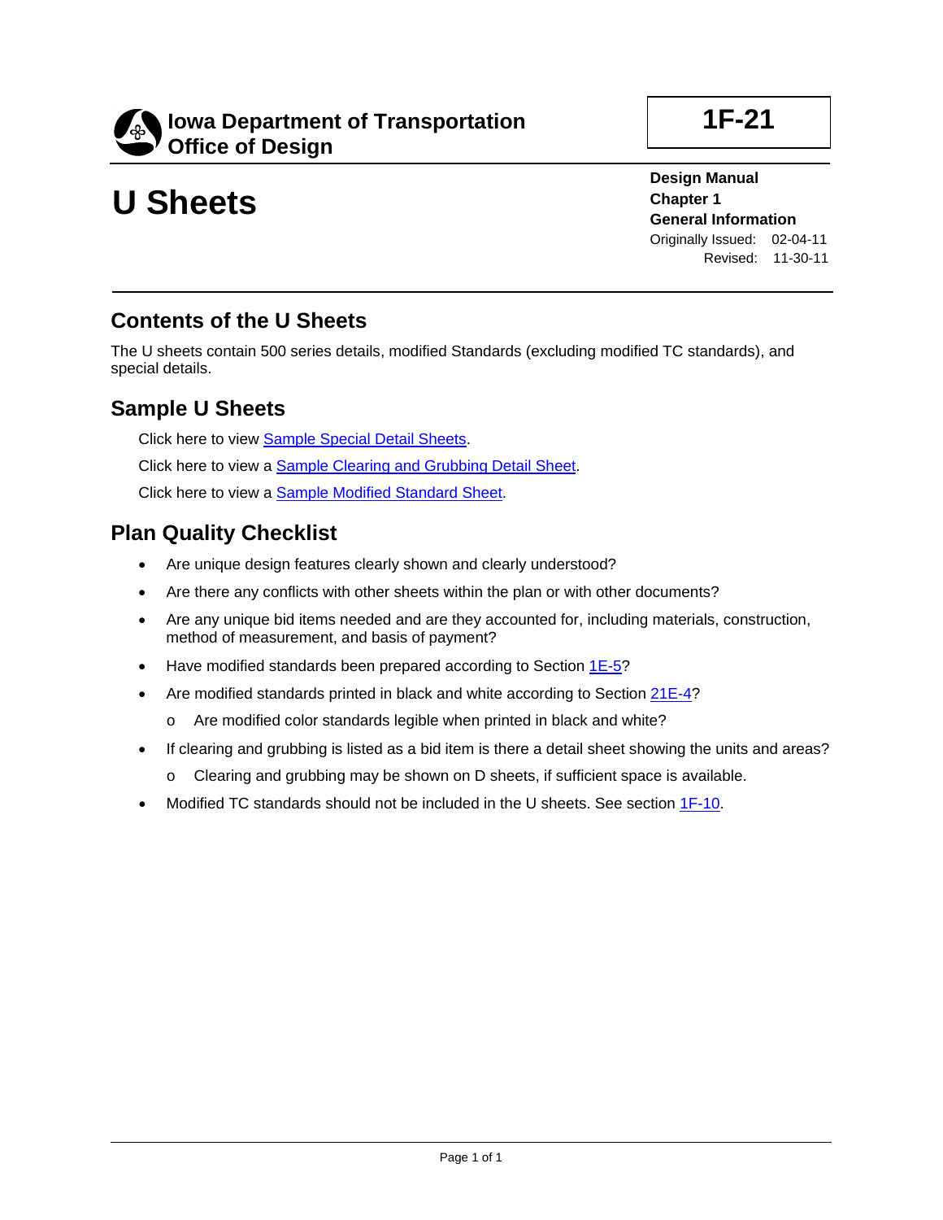**Iowa Department of Transportation**
**Office of Design**

**1F-21**

# U Sheets

**Design Manual**
**Chapter 1**
**General Information**
Originally Issued: 02-04-11
Revised: 11-30-11

## Contents of the U Sheets

The U sheets contain 500 series details, modified Standards (excluding modified TC standards), and special details.

## Sample U Sheets

Click here to view Sample Special Detail Sheets.

Click here to view a Sample Clearing and Grubbing Detail Sheet.

Click here to view a Sample Modified Standard Sheet.

## Plan Quality Checklist

- Are unique design features clearly shown and clearly understood?
- Are there any conflicts with other sheets within the plan or with other documents?
- Are any unique bid items needed and are they accounted for, including materials, construction, method of measurement, and basis of payment?
- Have modified standards been prepared according to Section 1E-5?
- Are modified standards printed in black and white according to Section 21E-4?
  - Are modified color standards legible when printed in black and white?
- If clearing and grubbing is listed as a bid item is there a detail sheet showing the units and areas?
  - Clearing and grubbing may be shown on D sheets, if sufficient space is available.
- Modified TC standards should not be included in the U sheets. See section 1F-10.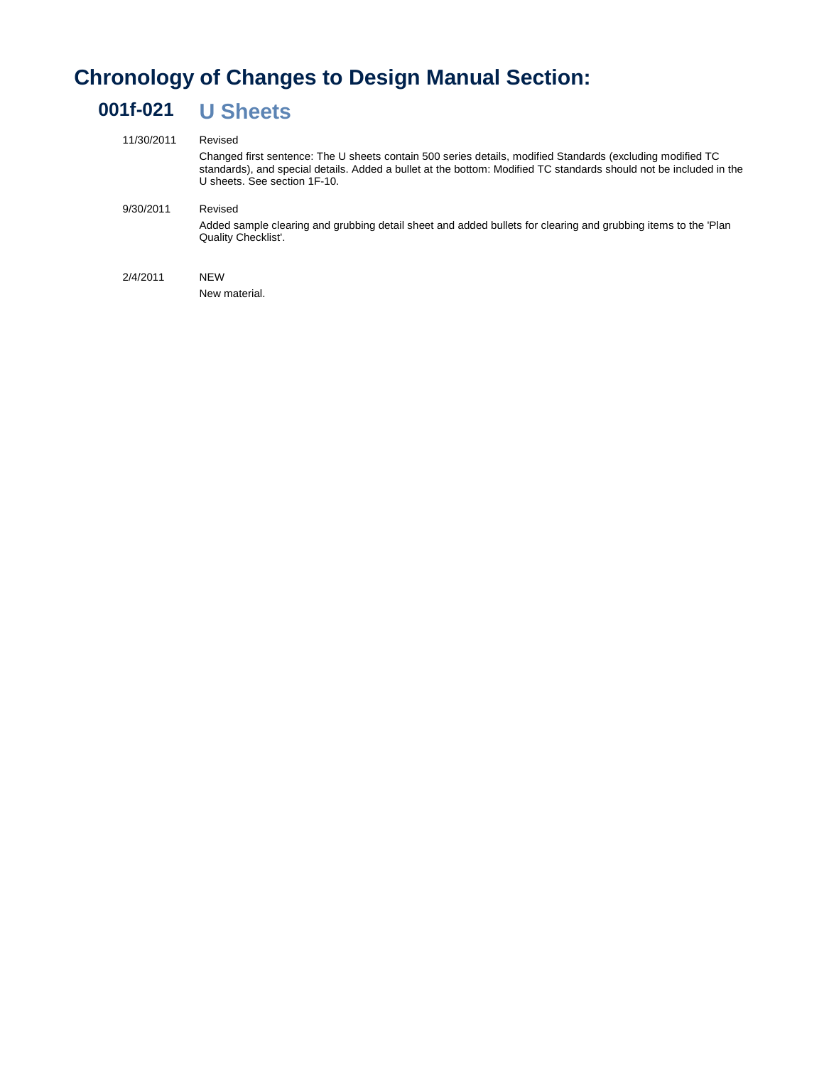# Chronology of Changes to Design Manual Section:

## 001f-021 U Sheets

11/30/2011 Revised

Changed first sentence: The U sheets contain 500 series details, modified Standards (excluding modified TC standards), and special details. Added a bullet at the bottom: Modified TC standards should not be included in the U sheets. See section 1F-10.

9/30/2011 Revised

Added sample clearing and grubbing detail sheet and added bullets for clearing and grubbing items to the 'Plan Quality Checklist'.

2/4/2011 NEW

New material.